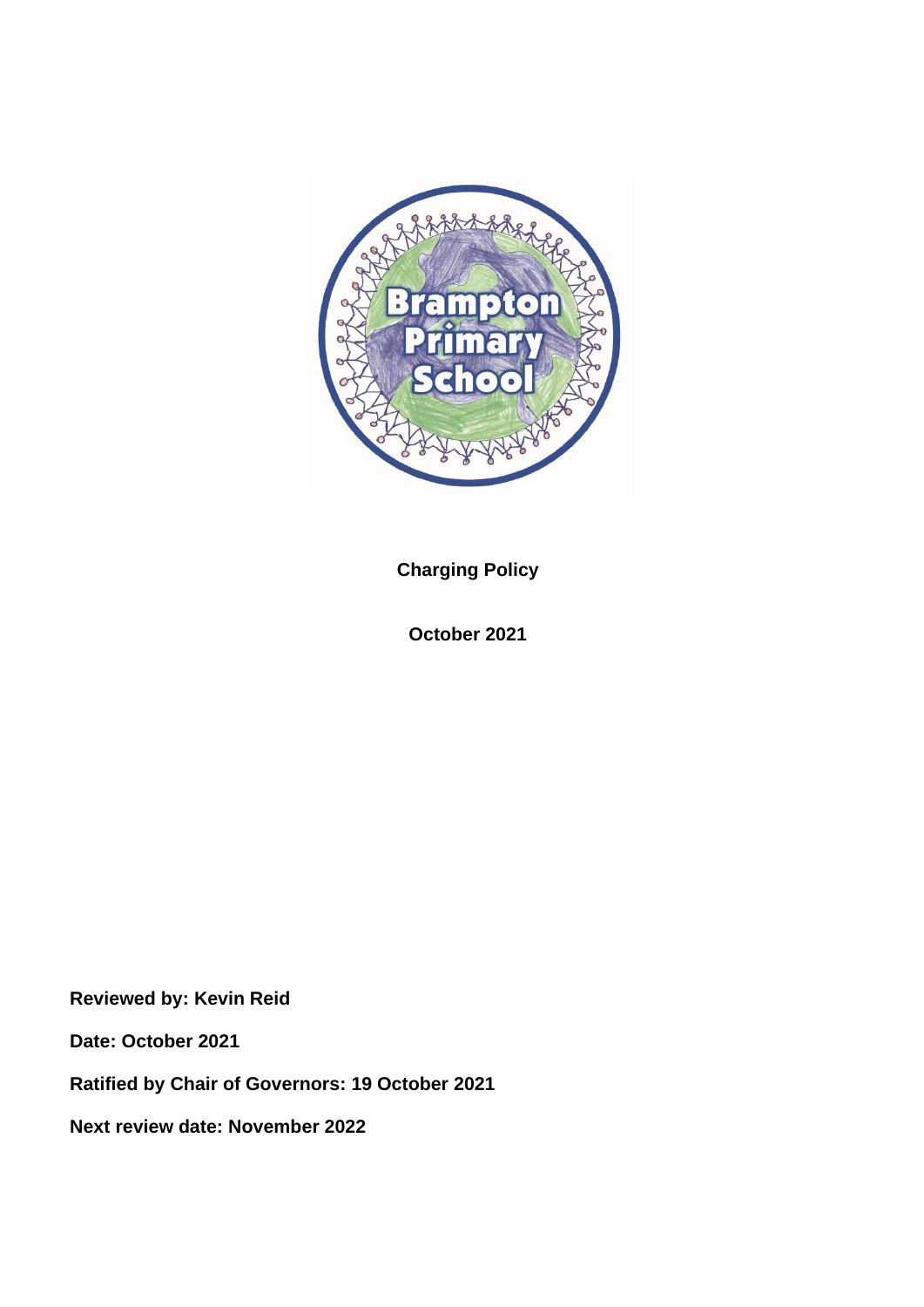# Charging Policy

**October 2021**

**Reviewed by: Kevin Reid**

**Date: October 2021**

**Ratified by Chair of Governors: 19 October 2021**

**Next review date: November 2022**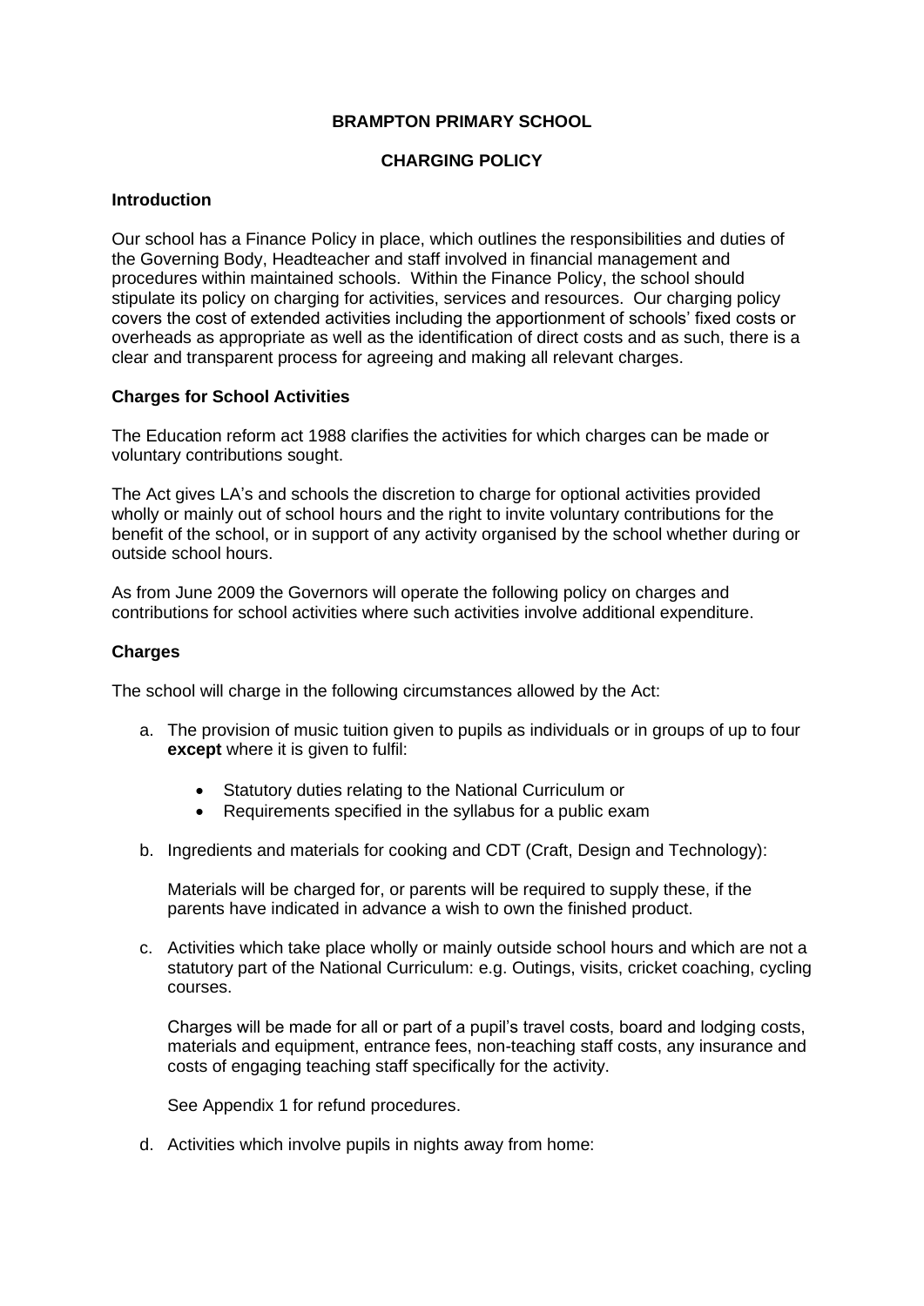**BRAMPTON PRIMARY SCHOOL**

**CHARGING POLICY**

**Introduction**

Our school has a Finance Policy in place, which outlines the responsibilities and duties of the Governing Body, Headteacher and staff involved in financial management and procedures within maintained schools. Within the Finance Policy, the school should stipulate its policy on charging for activities, services and resources. Our charging policy covers the cost of extended activities including the apportionment of schools' fixed costs or overheads as appropriate as well as the identification of direct costs and as such, there is a clear and transparent process for agreeing and making all relevant charges.

**Charges for School Activities**

The Education reform act 1988 clarifies the activities for which charges can be made or voluntary contributions sought.

The Act gives LA's and schools the discretion to charge for optional activities provided wholly or mainly out of school hours and the right to invite voluntary contributions for the benefit of the school, or in support of any activity organised by the school whether during or outside school hours.

As from June 2009 the Governors will operate the following policy on charges and contributions for school activities where such activities involve additional expenditure.

**Charges**

The school will charge in the following circumstances allowed by the Act:

a. The provision of music tuition given to pupils as individuals or in groups of up to four **except** where it is given to fulfil:

   - Statutory duties relating to the National Curriculum or
   - Requirements specified in the syllabus for a public exam

b. Ingredients and materials for cooking and CDT (Craft, Design and Technology):

   Materials will be charged for, or parents will be required to supply these, if the parents have indicated in advance a wish to own the finished product.

c. Activities which take place wholly or mainly outside school hours and which are not a statutory part of the National Curriculum: e.g. Outings, visits, cricket coaching, cycling courses.

   Charges will be made for all or part of a pupil's travel costs, board and lodging costs, materials and equipment, entrance fees, non-teaching staff costs, any insurance and costs of engaging teaching staff specifically for the activity.

   See Appendix 1 for refund procedures.

d. Activities which involve pupils in nights away from home: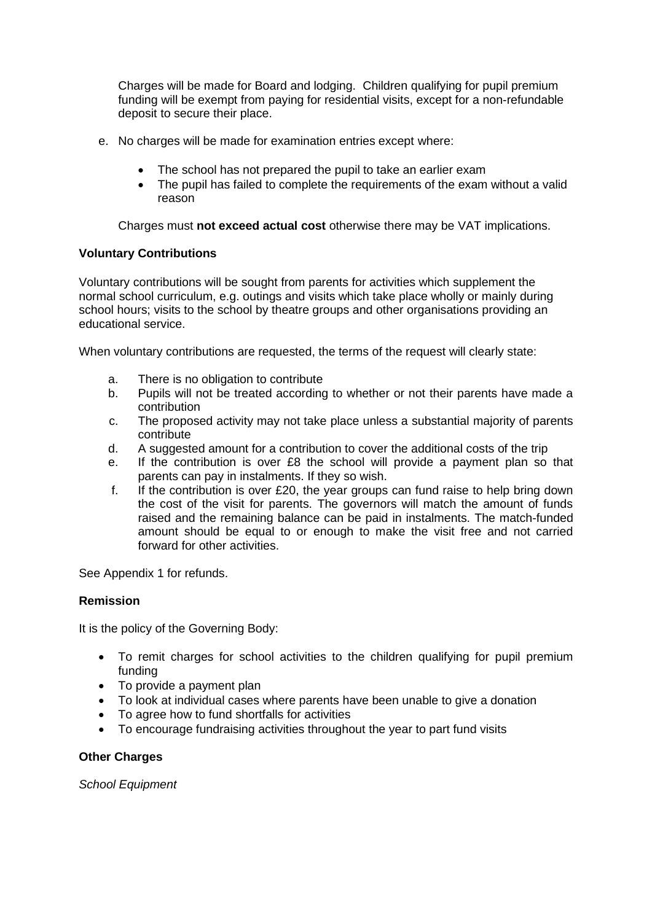Charges will be made for Board and lodging. Children qualifying for pupil premium funding will be exempt from paying for residential visits, except for a non-refundable deposit to secure their place.

e. No charges will be made for examination entries except where:

   - The school has not prepared the pupil to take an earlier exam
   - The pupil has failed to complete the requirements of the exam without a valid reason

   Charges must **not exceed actual cost** otherwise there may be VAT implications.

**Voluntary Contributions**

Voluntary contributions will be sought from parents for activities which supplement the normal school curriculum, e.g. outings and visits which take place wholly or mainly during school hours; visits to the school by theatre groups and other organisations providing an educational service.

When voluntary contributions are requested, the terms of the request will clearly state:

a. There is no obligation to contribute
b. Pupils will not be treated according to whether or not their parents have made a contribution
c. The proposed activity may not take place unless a substantial majority of parents contribute
d. A suggested amount for a contribution to cover the additional costs of the trip
e. If the contribution is over £8 the school will provide a payment plan so that parents can pay in instalments. If they so wish.
f. If the contribution is over £20, the year groups can fund raise to help bring down the cost of the visit for parents. The governors will match the amount of funds raised and the remaining balance can be paid in instalments. The match-funded amount should be equal to or enough to make the visit free and not carried forward for other activities.

See Appendix 1 for refunds.

**Remission**

It is the policy of the Governing Body:

- To remit charges for school activities to the children qualifying for pupil premium funding
- To provide a payment plan
- To look at individual cases where parents have been unable to give a donation
- To agree how to fund shortfalls for activities
- To encourage fundraising activities throughout the year to part fund visits

**Other Charges**

*School Equipment*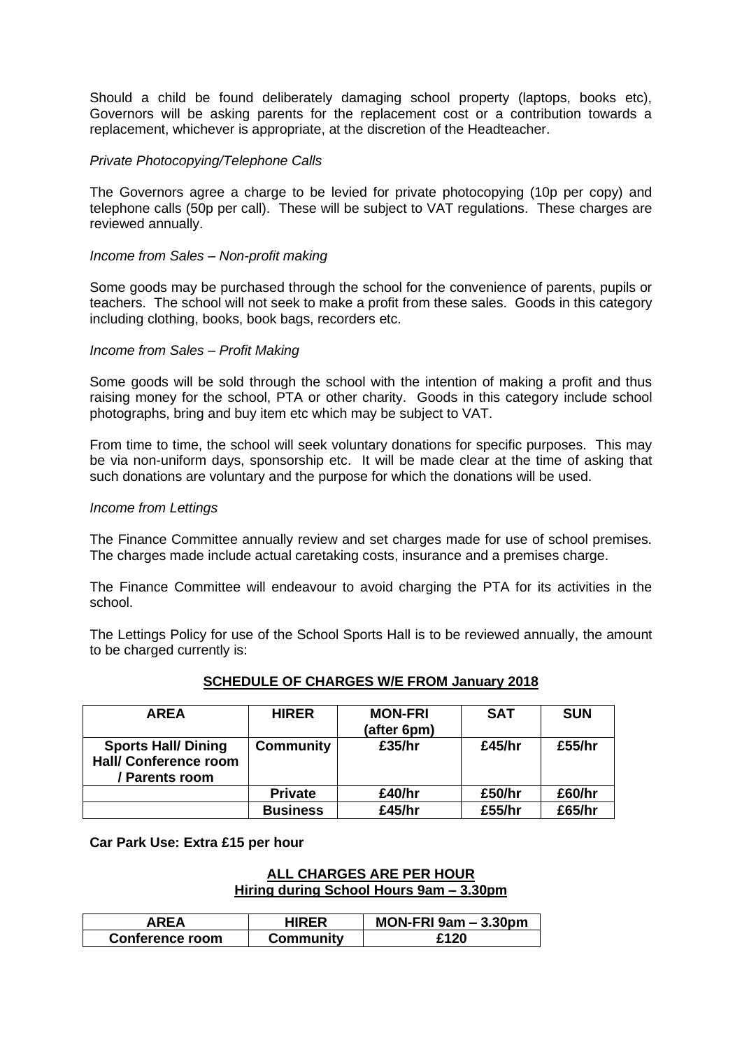Should a child be found deliberately damaging school property (laptops, books etc), Governors will be asking parents for the replacement cost or a contribution towards a replacement, whichever is appropriate, at the discretion of the Headteacher.

*Private Photocopying/Telephone Calls*

The Governors agree a charge to be levied for private photocopying (10p per copy) and telephone calls (50p per call). These will be subject to VAT regulations. These charges are reviewed annually.

*Income from Sales – Non-profit making*

Some goods may be purchased through the school for the convenience of parents, pupils or teachers. The school will not seek to make a profit from these sales. Goods in this category including clothing, books, book bags, recorders etc.

*Income from Sales – Profit Making*

Some goods will be sold through the school with the intention of making a profit and thus raising money for the school, PTA or other charity. Goods in this category include school photographs, bring and buy item etc which may be subject to VAT.

From time to time, the school will seek voluntary donations for specific purposes. This may be via non-uniform days, sponsorship etc. It will be made clear at the time of asking that such donations are voluntary and the purpose for which the donations will be used.

*Income from Lettings*

The Finance Committee annually review and set charges made for use of school premises. The charges made include actual caretaking costs, insurance and a premises charge.

The Finance Committee will endeavour to avoid charging the PTA for its activities in the school.

The Lettings Policy for use of the School Sports Hall is to be reviewed annually, the amount to be charged currently is:

**SCHEDULE OF CHARGES W/E FROM January 2018**

| AREA | HIRER | MON-FRI (after 6pm) | SAT | SUN |
|---|---|---|---|---|
| **Sports Hall/ Dining Hall/ Conference room / Parents room** | **Community** | **£35/hr** | **£45/hr** | **£55/hr** |
| | **Private** | **£40/hr** | **£50/hr** | **£60/hr** |
| | **Business** | **£45/hr** | **£55/hr** | **£65/hr** |

**Car Park Use: Extra £15 per hour**

**ALL CHARGES ARE PER HOUR**
**Hiring during School Hours 9am – 3.30pm**

| AREA | HIRER | MON-FRI 9am – 3.30pm |
|---|---|---|
| **Conference room** | **Community** | **£120** |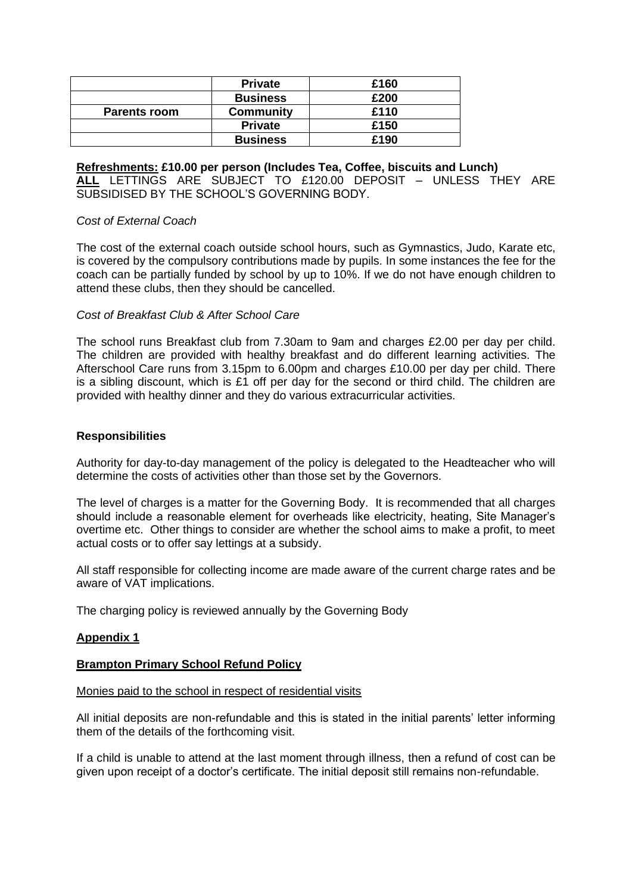| | | |
|---|---|---|
| | **Private** | **£160** |
| | **Business** | **£200** |
| **Parents room** | **Community** | **£110** |
| | **Private** | **£150** |
| | **Business** | **£190** |

**Refreshments: £10.00 per person (Includes Tea, Coffee, biscuits and Lunch)**
**ALL** LETTINGS ARE SUBJECT TO £120.00 DEPOSIT – UNLESS THEY ARE SUBSIDISED BY THE SCHOOL'S GOVERNING BODY.

*Cost of External Coach*

The cost of the external coach outside school hours, such as Gymnastics, Judo, Karate etc, is covered by the compulsory contributions made by pupils. In some instances the fee for the coach can be partially funded by school by up to 10%. If we do not have enough children to attend these clubs, then they should be cancelled.

*Cost of Breakfast Club & After School Care*

The school runs Breakfast club from 7.30am to 9am and charges £2.00 per day per child. The children are provided with healthy breakfast and do different learning activities. The Afterschool Care runs from 3.15pm to 6.00pm and charges £10.00 per day per child. There is a sibling discount, which is £1 off per day for the second or third child. The children are provided with healthy dinner and they do various extracurricular activities.

**Responsibilities**

Authority for day-to-day management of the policy is delegated to the Headteacher who will determine the costs of activities other than those set by the Governors.

The level of charges is a matter for the Governing Body. It is recommended that all charges should include a reasonable element for overheads like electricity, heating, Site Manager's overtime etc. Other things to consider are whether the school aims to make a profit, to meet actual costs or to offer say lettings at a subsidy.

All staff responsible for collecting income are made aware of the current charge rates and be aware of VAT implications.

The charging policy is reviewed annually by the Governing Body

**Appendix 1**

**Brampton Primary School Refund Policy**

Monies paid to the school in respect of residential visits

All initial deposits are non-refundable and this is stated in the initial parents' letter informing them of the details of the forthcoming visit.

If a child is unable to attend at the last moment through illness, then a refund of cost can be given upon receipt of a doctor's certificate. The initial deposit still remains non-refundable.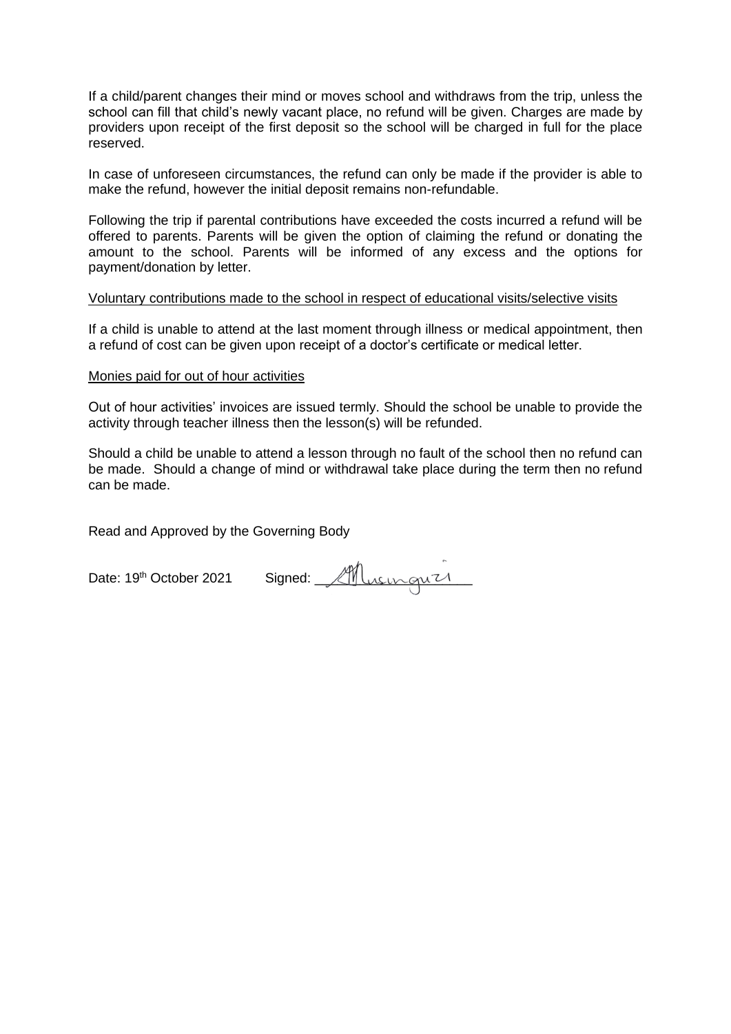If a child/parent changes their mind or moves school and withdraws from the trip, unless the school can fill that child's newly vacant place, no refund will be given. Charges are made by providers upon receipt of the first deposit so the school will be charged in full for the place reserved.

In case of unforeseen circumstances, the refund can only be made if the provider is able to make the refund, however the initial deposit remains non-refundable.

Following the trip if parental contributions have exceeded the costs incurred a refund will be offered to parents. Parents will be given the option of claiming the refund or donating the amount to the school. Parents will be informed of any excess and the options for payment/donation by letter.

<u>Voluntary contributions made to the school in respect of educational visits/selective visits</u>

If a child is unable to attend at the last moment through illness or medical appointment, then a refund of cost can be given upon receipt of a doctor's certificate or medical letter.

<u>Monies paid for out of hour activities</u>

Out of hour activities' invoices are issued termly. Should the school be unable to provide the activity through teacher illness then the lesson(s) will be refunded.

Should a child be unable to attend a lesson through no fault of the school then no refund can be made. Should a change of mind or withdrawal take place during the term then no refund can be made.

Read and Approved by the Governing Body

Date: 19th October 2021 Signed: AMusinguzi